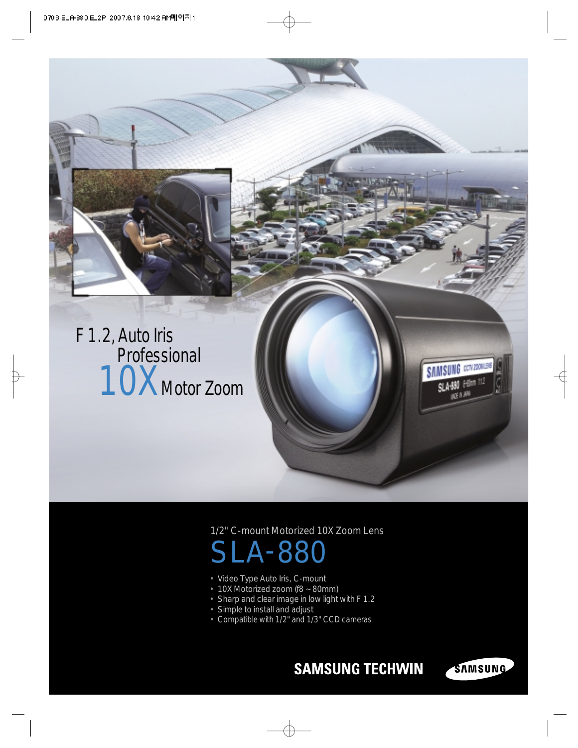F 1.2, Auto Iris
Professional
10X Motor Zoom

1/2" C-mount Motorized 10X Zoom Lens

# SLA-880

- Video Type Auto Iris, C-mount
- 10X Motorized zoom (f8 ~ 80mm)
- Sharp and clear image in low light with F 1.2
- Simple to install and adjust
- Compatible with 1/2" and 1/3" CCD cameras

SAMSUNG TECHWIN

SAMSUNG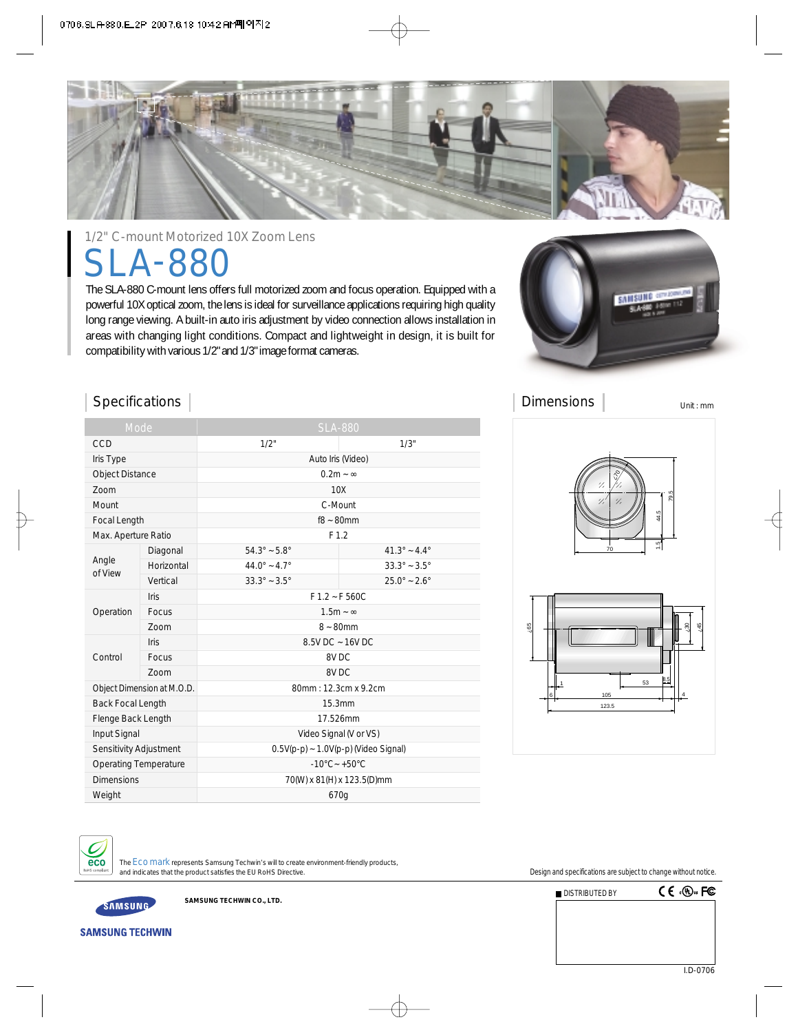1/2" C-mount Motorized 10X Zoom Lens

# SLA-880

The SLA-880 C-mount lens offers full motorized zoom and focus operation. Equipped with a powerful 10X optical zoom, the lens is ideal for surveillance applications requiring high quality long range viewing. A built-in auto iris adjustment by video connection allows installation in areas with changing light conditions. Compact and lightweight in design, it is built for compatibility with various 1/2" and 1/3" image format cameras.

## Specifications

| Mode | | SLA-880 | |
|---|---|---|---|
| CCD | | 1/2" | 1/3" |
| Iris Type | | Auto Iris (Video) | |
| Object Distance | | 0.2m ~ ∞ | |
| Zoom | | 10X | |
| Mount | | C-Mount | |
| Focal Length | | f8 ~ 80mm | |
| Max. Aperture Ratio | | F 1.2 | |
| Angle of View | Diagonal | 54.3° ~ 5.8° | 41.3° ~ 4.4° |
| | Horizontal | 44.0° ~ 4.7° | 33.3° ~ 3.5° |
| | Vertical | 33.3° ~ 3.5° | 25.0° ~ 2.6° |
| Operation | Iris | F 1.2 ~ F 560C | |
| | Focus | 1.5m ~ ∞ | |
| | Zoom | 8 ~ 80mm | |
| Control | Iris | 8.5V DC ~ 16V DC | |
| | Focus | 8V DC | |
| | Zoom | 8V DC | |
| Object Dimension at M.O.D. | | 80mm : 12.3cm x 9.2cm | |
| Back Focal Length | | 15.3mm | |
| Flenge Back Length | | 17.526mm | |
| Input Signal | | Video Signal (V or VS) | |
| Sensitivity Adjustment | | 0.5V(p-p) ~ 1.0V(p-p) (Video Signal) | |
| Operating Temperature | | -10°C ~ +50°C | |
| Dimensions | | 70(W) x 81(H) x 123.5(D)mm | |
| Weight | | 670g | |

## Dimensions

Unit : mm

ø70
79.5
44.5
1.5
70

ø65
ø30
ø45
1
53
8.5
6
105
4
123.5

The Eco mark represents Samsung Techwin's will to create environment-friendly products, and indicates that the product satisfies the EU RoHS Directive.

Design and specifications are subject to change without notice.

SAMSUNG TECHWIN CO., LTD.

SAMSUNG TECHWIN

DISTRIBUTED BY

I.D-0706